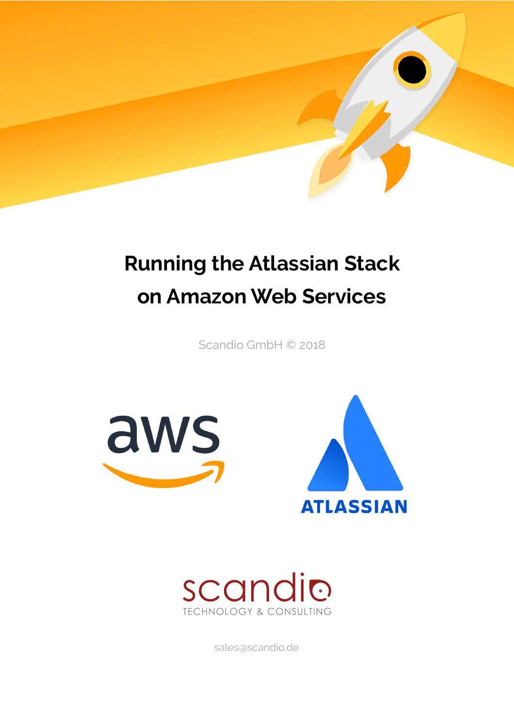# Running the Atlassian Stack on Amazon Web Services

Scandio GmbH © 2018

sales@scandio.de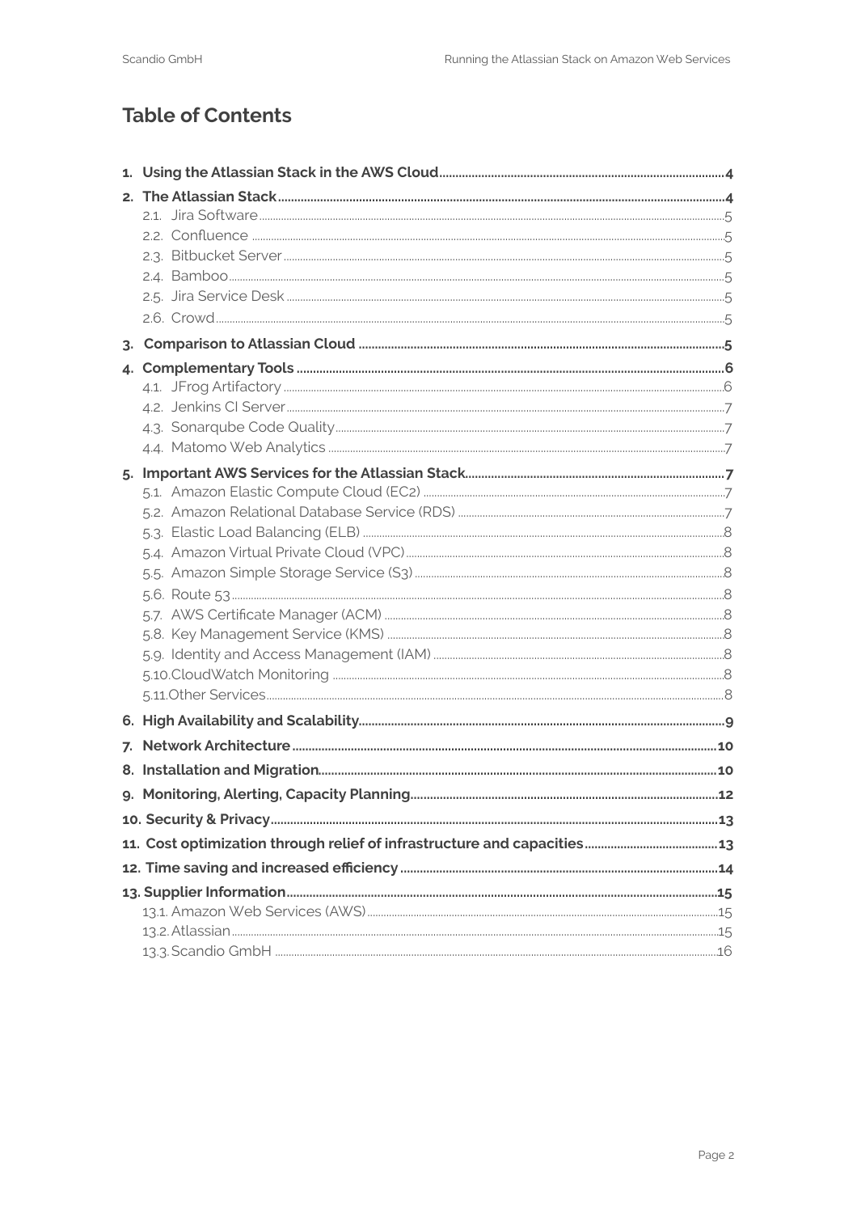## Table of Contents

1. **Using the Atlassian Stack in the AWS Cloud** ..... 4
2. **The Atlassian Stack** ..... 4
   - 2.1. Jira Software ..... 5
   - 2.2. Confluence ..... 5
   - 2.3. Bitbucket Server ..... 5
   - 2.4. Bamboo ..... 5
   - 2.5. Jira Service Desk ..... 5
   - 2.6. Crowd ..... 5
3. **Comparison to Atlassian Cloud** ..... 5
4. **Complementary Tools** ..... 6
   - 4.1. JFrog Artifactory ..... 6
   - 4.2. Jenkins CI Server ..... 7
   - 4.3. Sonarqube Code Quality ..... 7
   - 4.4. Matomo Web Analytics ..... 7
5. **Important AWS Services for the Atlassian Stack** ..... 7
   - 5.1. Amazon Elastic Compute Cloud (EC2) ..... 7
   - 5.2. Amazon Relational Database Service (RDS) ..... 7
   - 5.3. Elastic Load Balancing (ELB) ..... 8
   - 5.4. Amazon Virtual Private Cloud (VPC) ..... 8
   - 5.5. Amazon Simple Storage Service (S3) ..... 8
   - 5.6. Route 53 ..... 8
   - 5.7. AWS Certificate Manager (ACM) ..... 8
   - 5.8. Key Management Service (KMS) ..... 8
   - 5.9. Identity and Access Management (IAM) ..... 8
   - 5.10. CloudWatch Monitoring ..... 8
   - 5.11. Other Services ..... 8
6. **High Availability and Scalability** ..... 9
7. **Network Architecture** ..... 10
8. **Installation and Migration** ..... 10
9. **Monitoring, Alerting, Capacity Planning** ..... 12
10. **Security & Privacy** ..... 13
11. **Cost optimization through relief of infrastructure and capacities** ..... 13
12. **Time saving and increased efficiency** ..... 14
13. **Supplier Information** ..... 15
    - 13.1. Amazon Web Services (AWS) ..... 15
    - 13.2. Atlassian ..... 15
    - 13.3. Scandio GmbH ..... 16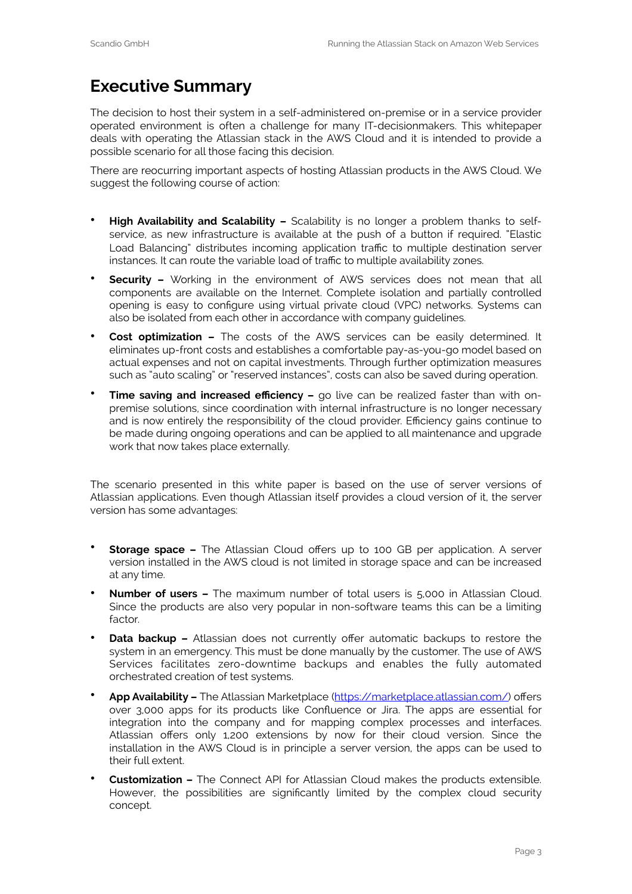# Executive Summary

The decision to host their system in a self-administered on-premise or in a service provider operated environment is often a challenge for many IT-decisionmakers. This whitepaper deals with operating the Atlassian stack in the AWS Cloud and it is intended to provide a possible scenario for all those facing this decision.

There are reocurring important aspects of hosting Atlassian products in the AWS Cloud. We suggest the following course of action:

- **High Availability and Scalability –** Scalability is no longer a problem thanks to self-service, as new infrastructure is available at the push of a button if required. "Elastic Load Balancing" distributes incoming application traffic to multiple destination server instances. It can route the variable load of traffic to multiple availability zones.
- **Security –** Working in the environment of AWS services does not mean that all components are available on the Internet. Complete isolation and partially controlled opening is easy to configure using virtual private cloud (VPC) networks. Systems can also be isolated from each other in accordance with company guidelines.
- **Cost optimization –** The costs of the AWS services can be easily determined. It eliminates up-front costs and establishes a comfortable pay-as-you-go model based on actual expenses and not on capital investments. Through further optimization measures such as "auto scaling" or "reserved instances", costs can also be saved during operation.
- **Time saving and increased efficiency –** go live can be realized faster than with on-premise solutions, since coordination with internal infrastructure is no longer necessary and is now entirely the responsibility of the cloud provider. Efficiency gains continue to be made during ongoing operations and can be applied to all maintenance and upgrade work that now takes place externally.

The scenario presented in this white paper is based on the use of server versions of Atlassian applications. Even though Atlassian itself provides a cloud version of it, the server version has some advantages:

- **Storage space –** The Atlassian Cloud offers up to 100 GB per application. A server version installed in the AWS cloud is not limited in storage space and can be increased at any time.
- **Number of users –** The maximum number of total users is 5,000 in Atlassian Cloud. Since the products are also very popular in non-software teams this can be a limiting factor.
- **Data backup –** Atlassian does not currently offer automatic backups to restore the system in an emergency. This must be done manually by the customer. The use of AWS Services facilitates zero-downtime backups and enables the fully automated orchestrated creation of test systems.
- **App Availability –** The Atlassian Marketplace (https://marketplace.atlassian.com/) offers over 3,000 apps for its products like Confluence or Jira. The apps are essential for integration into the company and for mapping complex processes and interfaces. Atlassian offers only 1,200 extensions by now for their cloud version. Since the installation in the AWS Cloud is in principle a server version, the apps can be used to their full extent.
- **Customization –** The Connect API for Atlassian Cloud makes the products extensible. However, the possibilities are significantly limited by the complex cloud security concept.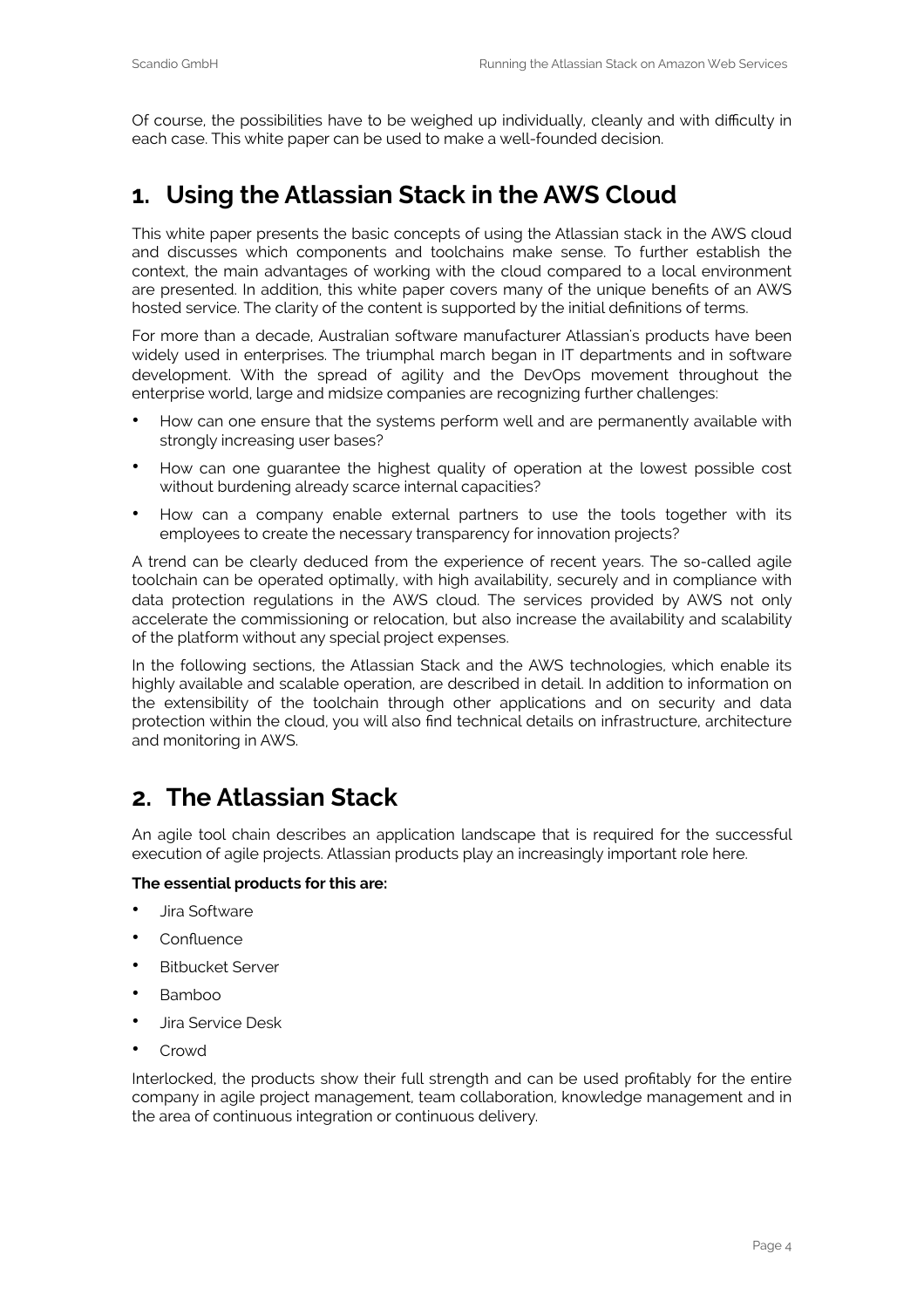Of course, the possibilities have to be weighed up individually, cleanly and with difficulty in each case. This white paper can be used to make a well-founded decision.

# 1. Using the Atlassian Stack in the AWS Cloud

This white paper presents the basic concepts of using the Atlassian stack in the AWS cloud and discusses which components and toolchains make sense. To further establish the context, the main advantages of working with the cloud compared to a local environment are presented. In addition, this white paper covers many of the unique benefits of an AWS hosted service. The clarity of the content is supported by the initial definitions of terms.

For more than a decade, Australian software manufacturer Atlassian's products have been widely used in enterprises. The triumphal march began in IT departments and in software development. With the spread of agility and the DevOps movement throughout the enterprise world, large and midsize companies are recognizing further challenges:

- How can one ensure that the systems perform well and are permanently available with strongly increasing user bases?
- How can one guarantee the highest quality of operation at the lowest possible cost without burdening already scarce internal capacities?
- How can a company enable external partners to use the tools together with its employees to create the necessary transparency for innovation projects?

A trend can be clearly deduced from the experience of recent years. The so-called agile toolchain can be operated optimally, with high availability, securely and in compliance with data protection regulations in the AWS cloud. The services provided by AWS not only accelerate the commissioning or relocation, but also increase the availability and scalability of the platform without any special project expenses.

In the following sections, the Atlassian Stack and the AWS technologies, which enable its highly available and scalable operation, are described in detail. In addition to information on the extensibility of the toolchain through other applications and on security and data protection within the cloud, you will also find technical details on infrastructure, architecture and monitoring in AWS.

# 2. The Atlassian Stack

An agile tool chain describes an application landscape that is required for the successful execution of agile projects. Atlassian products play an increasingly important role here.

**The essential products for this are:**

- Jira Software
- Confluence
- Bitbucket Server
- Bamboo
- Jira Service Desk
- Crowd

Interlocked, the products show their full strength and can be used profitably for the entire company in agile project management, team collaboration, knowledge management and in the area of continuous integration or continuous delivery.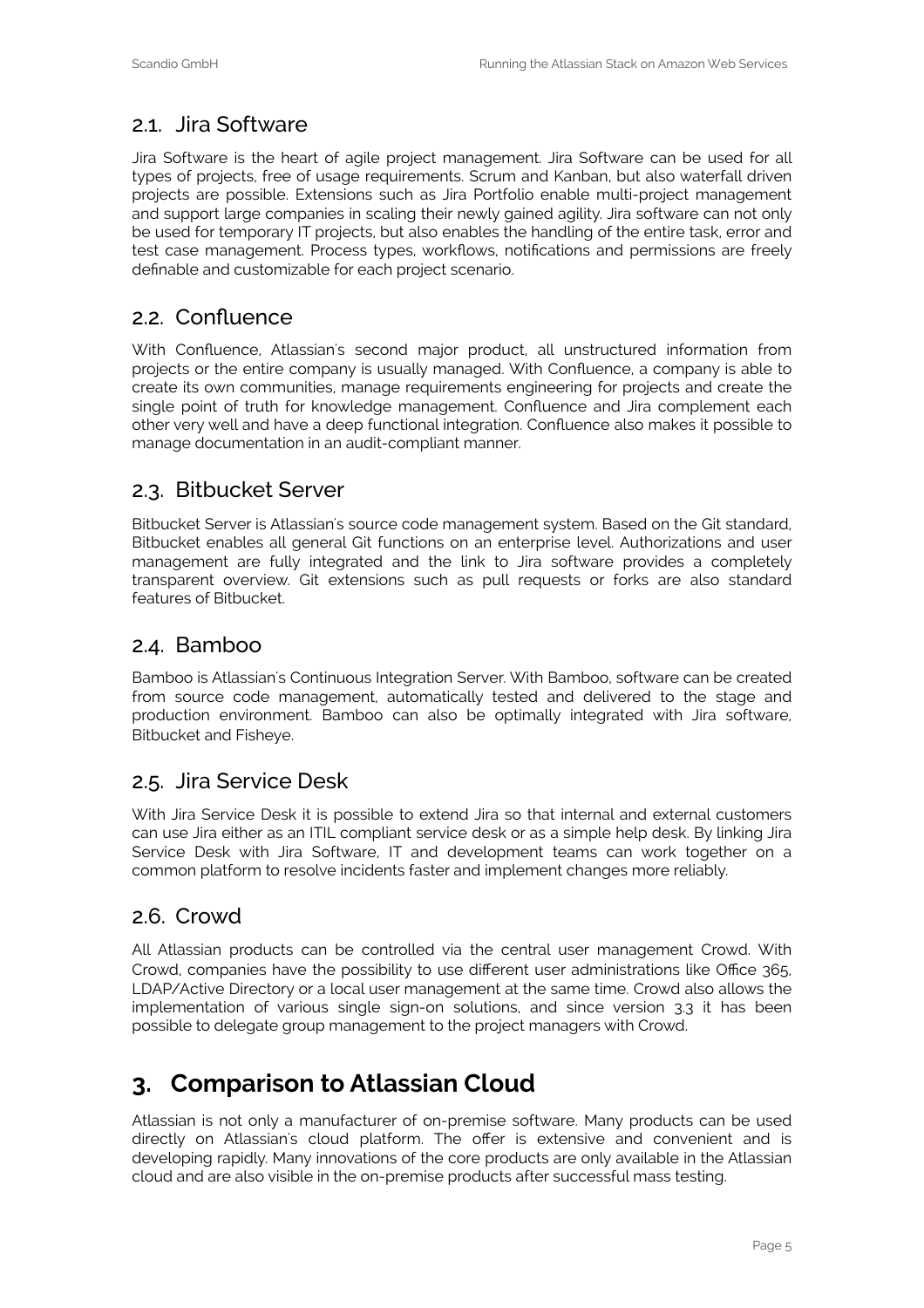## 2.1. Jira Software

Jira Software is the heart of agile project management. Jira Software can be used for all types of projects, free of usage requirements. Scrum and Kanban, but also waterfall driven projects are possible. Extensions such as Jira Portfolio enable multi-project management and support large companies in scaling their newly gained agility. Jira software can not only be used for temporary IT projects, but also enables the handling of the entire task, error and test case management. Process types, workflows, notifications and permissions are freely definable and customizable for each project scenario.

## 2.2. Confluence

With Confluence, Atlassian's second major product, all unstructured information from projects or the entire company is usually managed. With Confluence, a company is able to create its own communities, manage requirements engineering for projects and create the single point of truth for knowledge management. Confluence and Jira complement each other very well and have a deep functional integration. Confluence also makes it possible to manage documentation in an audit-compliant manner.

## 2.3. Bitbucket Server

Bitbucket Server is Atlassian's source code management system. Based on the Git standard, Bitbucket enables all general Git functions on an enterprise level. Authorizations and user management are fully integrated and the link to Jira software provides a completely transparent overview. Git extensions such as pull requests or forks are also standard features of Bitbucket.

## 2.4. Bamboo

Bamboo is Atlassian's Continuous Integration Server. With Bamboo, software can be created from source code management, automatically tested and delivered to the stage and production environment. Bamboo can also be optimally integrated with Jira software, Bitbucket and Fisheye.

## 2.5. Jira Service Desk

With Jira Service Desk it is possible to extend Jira so that internal and external customers can use Jira either as an ITIL compliant service desk or as a simple help desk. By linking Jira Service Desk with Jira Software, IT and development teams can work together on a common platform to resolve incidents faster and implement changes more reliably.

## 2.6. Crowd

All Atlassian products can be controlled via the central user management Crowd. With Crowd, companies have the possibility to use different user administrations like Office 365, LDAP/Active Directory or a local user management at the same time. Crowd also allows the implementation of various single sign-on solutions, and since version 3.3 it has been possible to delegate group management to the project managers with Crowd.

# 3. Comparison to Atlassian Cloud

Atlassian is not only a manufacturer of on-premise software. Many products can be used directly on Atlassian's cloud platform. The offer is extensive and convenient and is developing rapidly. Many innovations of the core products are only available in the Atlassian cloud and are also visible in the on-premise products after successful mass testing.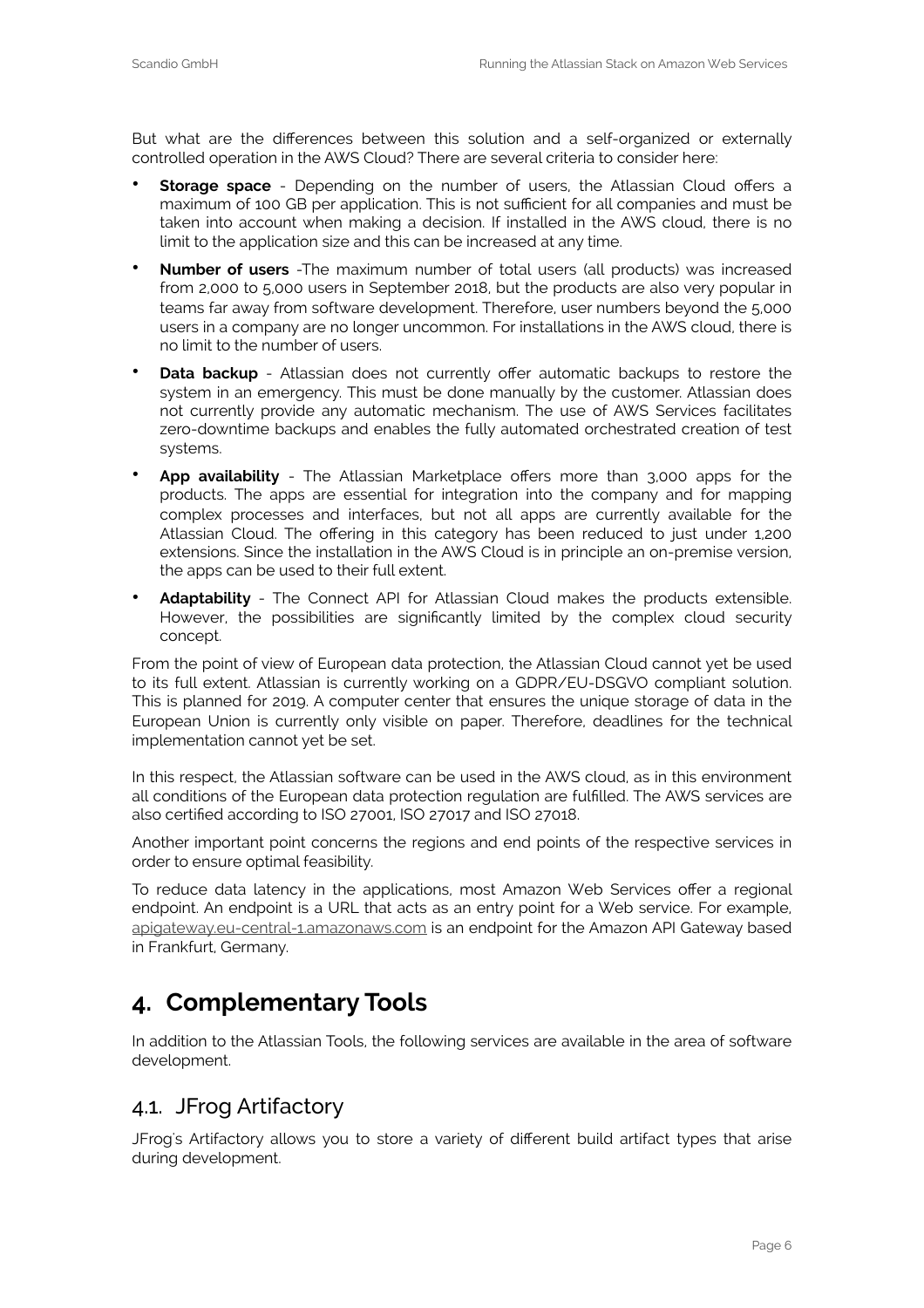But what are the differences between this solution and a self-organized or externally controlled operation in the AWS Cloud? There are several criteria to consider here:

- **Storage space** - Depending on the number of users, the Atlassian Cloud offers a maximum of 100 GB per application. This is not sufficient for all companies and must be taken into account when making a decision. If installed in the AWS cloud, there is no limit to the application size and this can be increased at any time.
- **Number of users** -The maximum number of total users (all products) was increased from 2,000 to 5,000 users in September 2018, but the products are also very popular in teams far away from software development. Therefore, user numbers beyond the 5,000 users in a company are no longer uncommon. For installations in the AWS cloud, there is no limit to the number of users.
- **Data backup** - Atlassian does not currently offer automatic backups to restore the system in an emergency. This must be done manually by the customer. Atlassian does not currently provide any automatic mechanism. The use of AWS Services facilitates zero-downtime backups and enables the fully automated orchestrated creation of test systems.
- **App availability** - The Atlassian Marketplace offers more than 3,000 apps for the products. The apps are essential for integration into the company and for mapping complex processes and interfaces, but not all apps are currently available for the Atlassian Cloud. The offering in this category has been reduced to just under 1,200 extensions. Since the installation in the AWS Cloud is in principle an on-premise version, the apps can be used to their full extent.
- **Adaptability** - The Connect API for Atlassian Cloud makes the products extensible. However, the possibilities are significantly limited by the complex cloud security concept.

From the point of view of European data protection, the Atlassian Cloud cannot yet be used to its full extent. Atlassian is currently working on a GDPR/EU-DSGVO compliant solution. This is planned for 2019. A computer center that ensures the unique storage of data in the European Union is currently only visible on paper. Therefore, deadlines for the technical implementation cannot yet be set.

In this respect, the Atlassian software can be used in the AWS cloud, as in this environment all conditions of the European data protection regulation are fulfilled. The AWS services are also certified according to ISO 27001, ISO 27017 and ISO 27018.

Another important point concerns the regions and end points of the respective services in order to ensure optimal feasibility.

To reduce data latency in the applications, most Amazon Web Services offer a regional endpoint. An endpoint is a URL that acts as an entry point for a Web service. For example, apigateway.eu-central-1.amazonaws.com is an endpoint for the Amazon API Gateway based in Frankfurt, Germany.

# 4. Complementary Tools

In addition to the Atlassian Tools, the following services are available in the area of software development.

## 4.1. JFrog Artifactory

JFrog's Artifactory allows you to store a variety of different build artifact types that arise during development.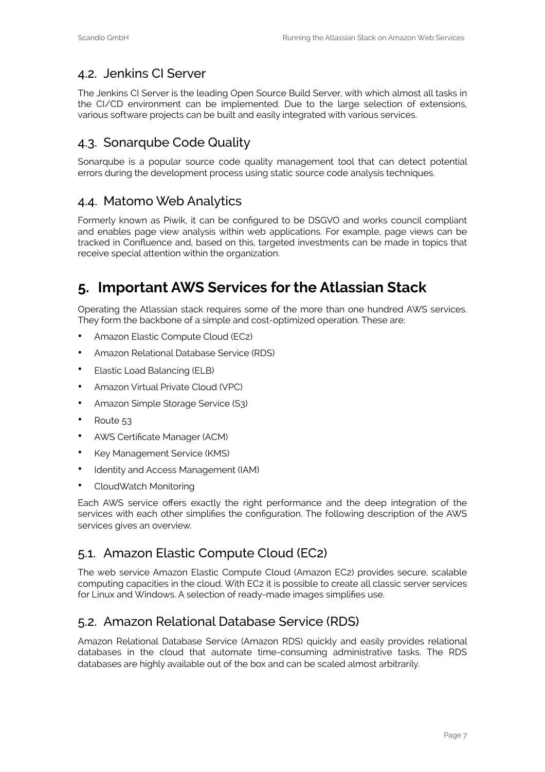## 4.2. Jenkins CI Server

The Jenkins CI Server is the leading Open Source Build Server, with which almost all tasks in the CI/CD environment can be implemented. Due to the large selection of extensions, various software projects can be built and easily integrated with various services.

## 4.3. Sonarqube Code Quality

Sonarqube is a popular source code quality management tool that can detect potential errors during the development process using static source code analysis techniques.

## 4.4. Matomo Web Analytics

Formerly known as Piwik, it can be configured to be DSGVO and works council compliant and enables page view analysis within web applications. For example, page views can be tracked in Confluence and, based on this, targeted investments can be made in topics that receive special attention within the organization.

# 5. Important AWS Services for the Atlassian Stack

Operating the Atlassian stack requires some of the more than one hundred AWS services. They form the backbone of a simple and cost-optimized operation. These are:

- Amazon Elastic Compute Cloud (EC2)
- Amazon Relational Database Service (RDS)
- Elastic Load Balancing (ELB)
- Amazon Virtual Private Cloud (VPC)
- Amazon Simple Storage Service (S3)
- Route 53
- AWS Certificate Manager (ACM)
- Key Management Service (KMS)
- Identity and Access Management (IAM)
- CloudWatch Monitoring

Each AWS service offers exactly the right performance and the deep integration of the services with each other simplifies the configuration. The following description of the AWS services gives an overview.

## 5.1. Amazon Elastic Compute Cloud (EC2)

The web service Amazon Elastic Compute Cloud (Amazon EC2) provides secure, scalable computing capacities in the cloud. With EC2 it is possible to create all classic server services for Linux and Windows. A selection of ready-made images simplifies use.

## 5.2. Amazon Relational Database Service (RDS)

Amazon Relational Database Service (Amazon RDS) quickly and easily provides relational databases in the cloud that automate time-consuming administrative tasks. The RDS databases are highly available out of the box and can be scaled almost arbitrarily.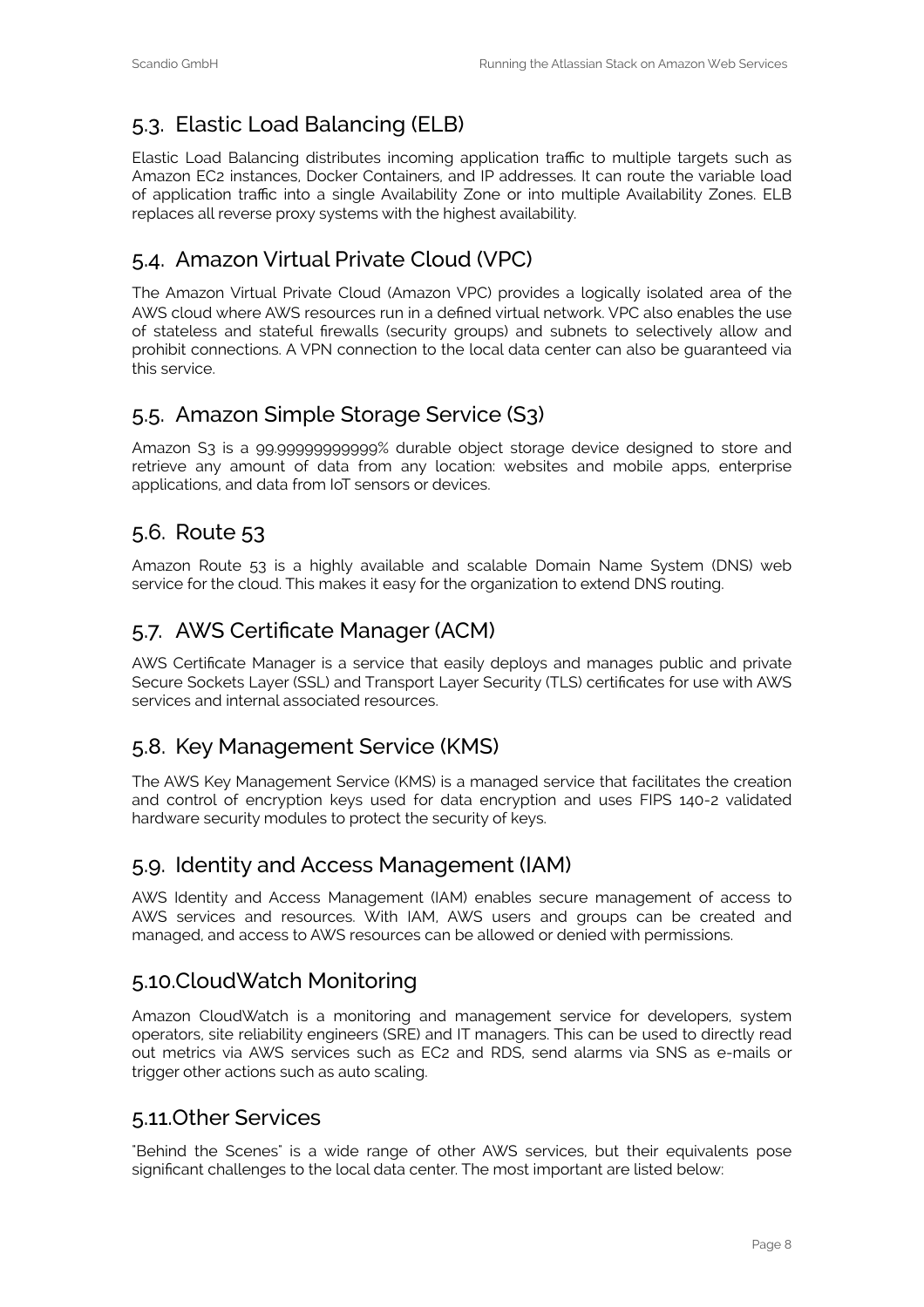## 5.3. Elastic Load Balancing (ELB)

Elastic Load Balancing distributes incoming application traffic to multiple targets such as Amazon EC2 instances, Docker Containers, and IP addresses. It can route the variable load of application traffic into a single Availability Zone or into multiple Availability Zones. ELB replaces all reverse proxy systems with the highest availability.

## 5.4. Amazon Virtual Private Cloud (VPC)

The Amazon Virtual Private Cloud (Amazon VPC) provides a logically isolated area of the AWS cloud where AWS resources run in a defined virtual network. VPC also enables the use of stateless and stateful firewalls (security groups) and subnets to selectively allow and prohibit connections. A VPN connection to the local data center can also be guaranteed via this service.

## 5.5. Amazon Simple Storage Service (S3)

Amazon S3 is a 99.99999999999% durable object storage device designed to store and retrieve any amount of data from any location: websites and mobile apps, enterprise applications, and data from IoT sensors or devices.

## 5.6. Route 53

Amazon Route 53 is a highly available and scalable Domain Name System (DNS) web service for the cloud. This makes it easy for the organization to extend DNS routing.

## 5.7. AWS Certificate Manager (ACM)

AWS Certificate Manager is a service that easily deploys and manages public and private Secure Sockets Layer (SSL) and Transport Layer Security (TLS) certificates for use with AWS services and internal associated resources.

## 5.8. Key Management Service (KMS)

The AWS Key Management Service (KMS) is a managed service that facilitates the creation and control of encryption keys used for data encryption and uses FIPS 140-2 validated hardware security modules to protect the security of keys.

## 5.9. Identity and Access Management (IAM)

AWS Identity and Access Management (IAM) enables secure management of access to AWS services and resources. With IAM, AWS users and groups can be created and managed, and access to AWS resources can be allowed or denied with permissions.

## 5.10. CloudWatch Monitoring

Amazon CloudWatch is a monitoring and management service for developers, system operators, site reliability engineers (SRE) and IT managers. This can be used to directly read out metrics via AWS services such as EC2 and RDS, send alarms via SNS as e-mails or trigger other actions such as auto scaling.

## 5.11. Other Services

"Behind the Scenes" is a wide range of other AWS services, but their equivalents pose significant challenges to the local data center. The most important are listed below: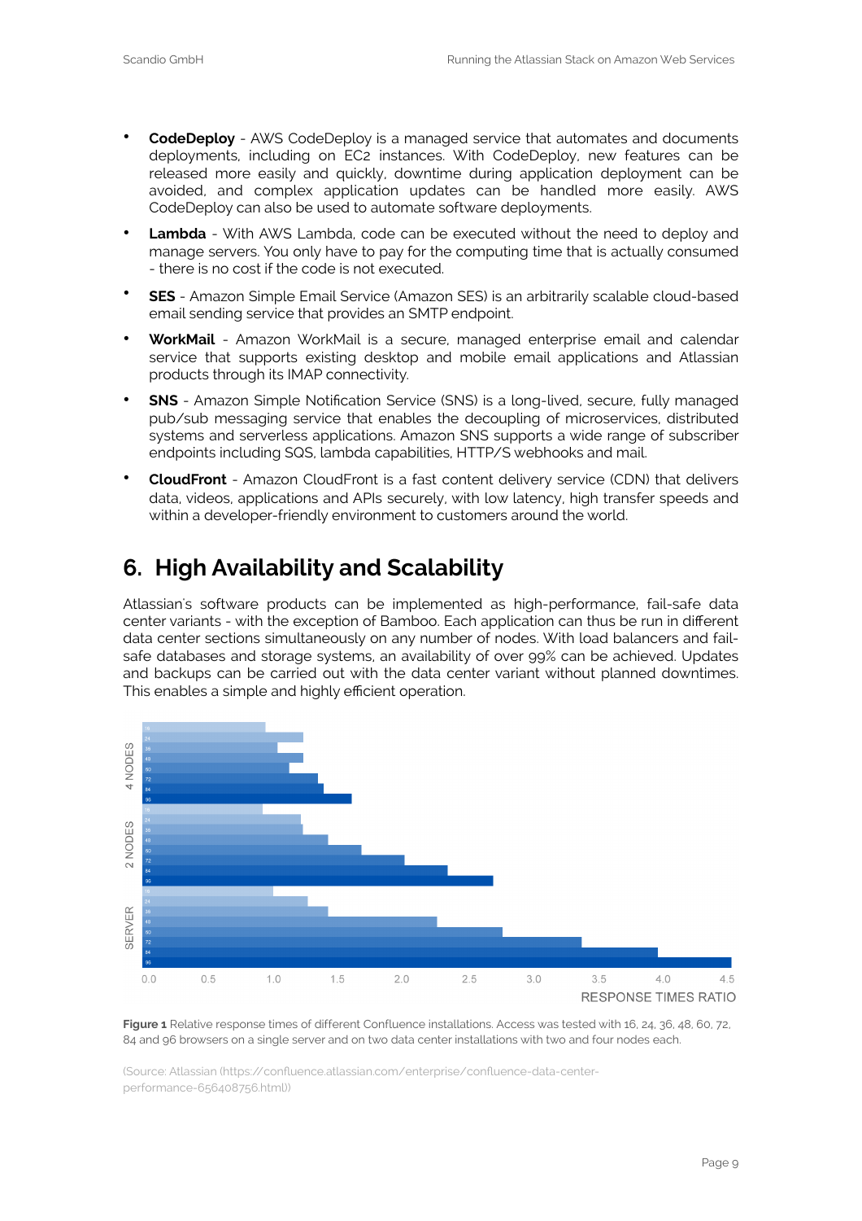- **CodeDeploy** - AWS CodeDeploy is a managed service that automates and documents deployments, including on EC2 instances. With CodeDeploy, new features can be released more easily and quickly, downtime during application deployment can be avoided, and complex application updates can be handled more easily. AWS CodeDeploy can also be used to automate software deployments.
- **Lambda** - With AWS Lambda, code can be executed without the need to deploy and manage servers. You only have to pay for the computing time that is actually consumed - there is no cost if the code is not executed.
- **SES** - Amazon Simple Email Service (Amazon SES) is an arbitrarily scalable cloud-based email sending service that provides an SMTP endpoint.
- **WorkMail** - Amazon WorkMail is a secure, managed enterprise email and calendar service that supports existing desktop and mobile email applications and Atlassian products through its IMAP connectivity.
- **SNS** - Amazon Simple Notification Service (SNS) is a long-lived, secure, fully managed pub/sub messaging service that enables the decoupling of microservices, distributed systems and serverless applications. Amazon SNS supports a wide range of subscriber endpoints including SQS, lambda capabilities, HTTP/S webhooks and mail.
- **CloudFront** - Amazon CloudFront is a fast content delivery service (CDN) that delivers data, videos, applications and APIs securely, with low latency, high transfer speeds and within a developer-friendly environment to customers around the world.

# 6. High Availability and Scalability

Atlassian's software products can be implemented as high-performance, fail-safe data center variants - with the exception of Bamboo. Each application can thus be run in different data center sections simultaneously on any number of nodes. With load balancers and fail-safe databases and storage systems, an availability of over 99% can be achieved. Updates and backups can be carried out with the data center variant without planned downtimes. This enables a simple and highly efficient operation.

**Figure 1** Relative response times of different Confluence installations. Access was tested with 16, 24, 36, 48, 60, 72, 84 and 96 browsers on a single server and on two data center installations with two and four nodes each.

(Source: Atlassian (https://confluence.atlassian.com/enterprise/confluence-data-center-performance-656408756.html))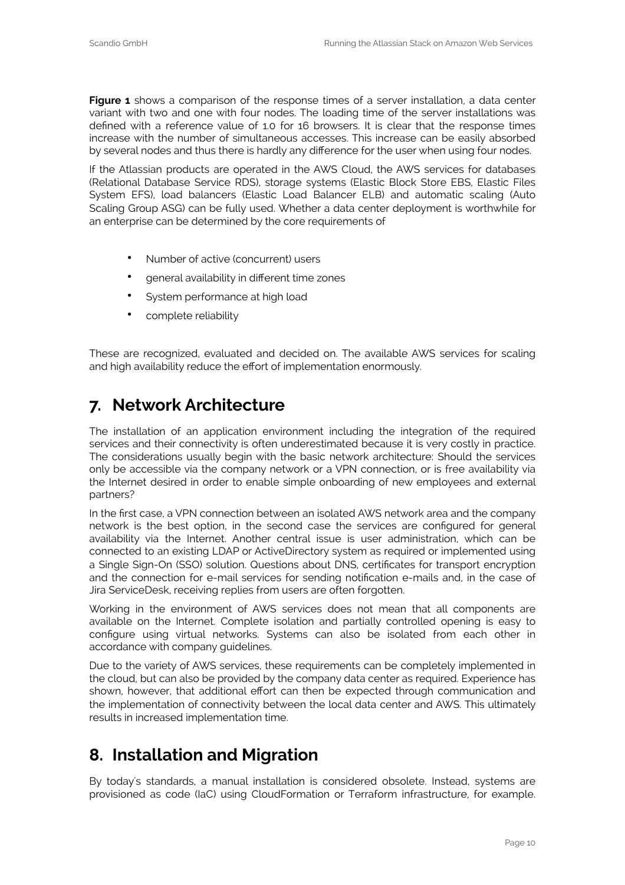**Figure 1** shows a comparison of the response times of a server installation, a data center variant with two and one with four nodes. The loading time of the server installations was defined with a reference value of 1.0 for 16 browsers. It is clear that the response times increase with the number of simultaneous accesses. This increase can be easily absorbed by several nodes and thus there is hardly any difference for the user when using four nodes.

If the Atlassian products are operated in the AWS Cloud, the AWS services for databases (Relational Database Service RDS), storage systems (Elastic Block Store EBS, Elastic Files System EFS), load balancers (Elastic Load Balancer ELB) and automatic scaling (Auto Scaling Group ASG) can be fully used. Whether a data center deployment is worthwhile for an enterprise can be determined by the core requirements of

- Number of active (concurrent) users
- general availability in different time zones
- System performance at high load
- complete reliability

These are recognized, evaluated and decided on. The available AWS services for scaling and high availability reduce the effort of implementation enormously.

## 7. Network Architecture

The installation of an application environment including the integration of the required services and their connectivity is often underestimated because it is very costly in practice. The considerations usually begin with the basic network architecture: Should the services only be accessible via the company network or a VPN connection, or is free availability via the Internet desired in order to enable simple onboarding of new employees and external partners?

In the first case, a VPN connection between an isolated AWS network area and the company network is the best option, in the second case the services are configured for general availability via the Internet. Another central issue is user administration, which can be connected to an existing LDAP or ActiveDirectory system as required or implemented using a Single Sign-On (SSO) solution. Questions about DNS, certificates for transport encryption and the connection for e-mail services for sending notification e-mails and, in the case of Jira ServiceDesk, receiving replies from users are often forgotten.

Working in the environment of AWS services does not mean that all components are available on the Internet. Complete isolation and partially controlled opening is easy to configure using virtual networks. Systems can also be isolated from each other in accordance with company guidelines.

Due to the variety of AWS services, these requirements can be completely implemented in the cloud, but can also be provided by the company data center as required. Experience has shown, however, that additional effort can then be expected through communication and the implementation of connectivity between the local data center and AWS. This ultimately results in increased implementation time.

## 8. Installation and Migration

By today's standards, a manual installation is considered obsolete. Instead, systems are provisioned as code (IaC) using CloudFormation or Terraform infrastructure, for example.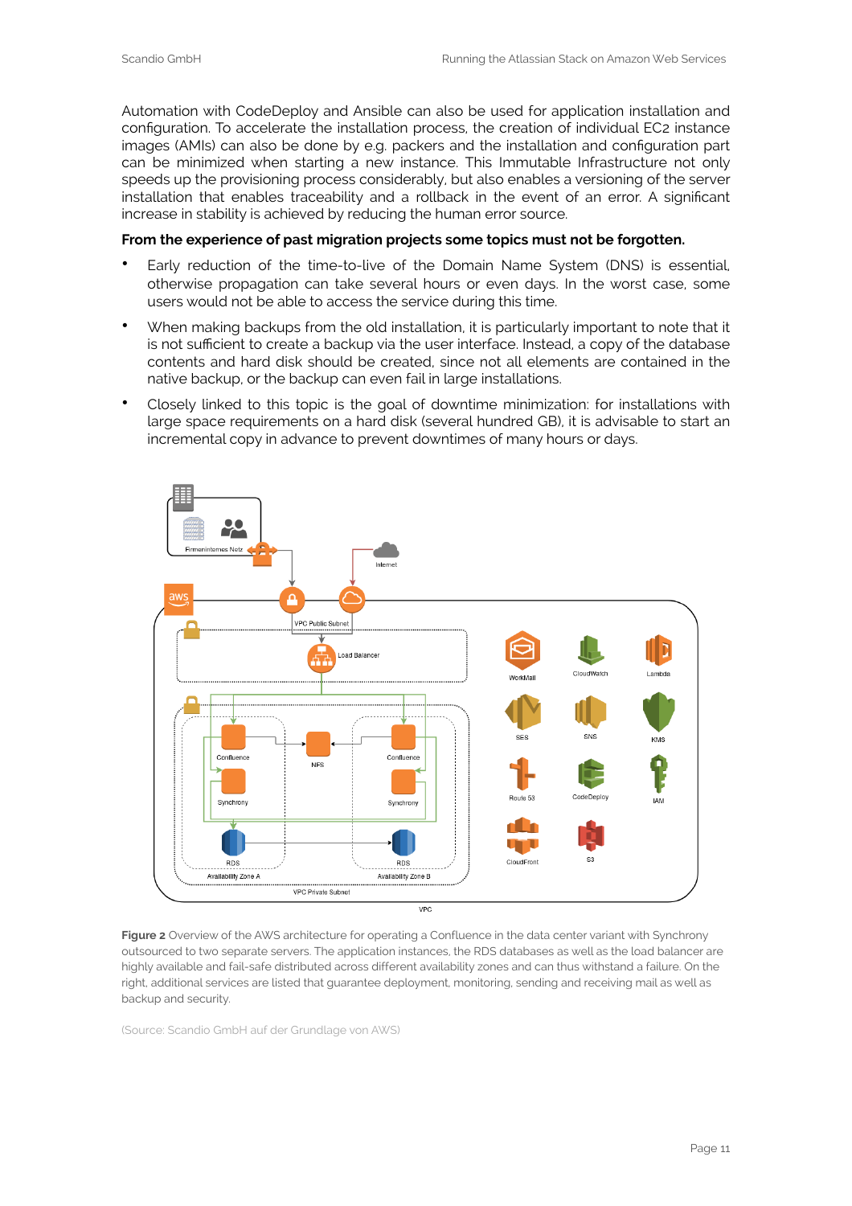Automation with CodeDeploy and Ansible can also be used for application installation and configuration. To accelerate the installation process, the creation of individual EC2 instance images (AMIs) can also be done by e.g. packers and the installation and configuration part can be minimized when starting a new instance. This Immutable Infrastructure not only speeds up the provisioning process considerably, but also enables a versioning of the server installation that enables traceability and a rollback in the event of an error. A significant increase in stability is achieved by reducing the human error source.

**From the experience of past migration projects some topics must not be forgotten.**

- Early reduction of the time-to-live of the Domain Name System (DNS) is essential, otherwise propagation can take several hours or even days. In the worst case, some users would not be able to access the service during this time.
- When making backups from the old installation, it is particularly important to note that it is not sufficient to create a backup via the user interface. Instead, a copy of the database contents and hard disk should be created, since not all elements are contained in the native backup, or the backup can even fail in large installations.
- Closely linked to this topic is the goal of downtime minimization: for installations with large space requirements on a hard disk (several hundred GB), it is advisable to start an incremental copy in advance to prevent downtimes of many hours or days.

**Figure 2** Overview of the AWS architecture for operating a Confluence in the data center variant with Synchrony outsourced to two separate servers. The application instances, the RDS databases as well as the load balancer are highly available and fail-safe distributed across different availability zones and can thus withstand a failure. On the right, additional services are listed that guarantee deployment, monitoring, sending and receiving mail as well as backup and security.

(Source: Scandio GmbH auf der Grundlage von AWS)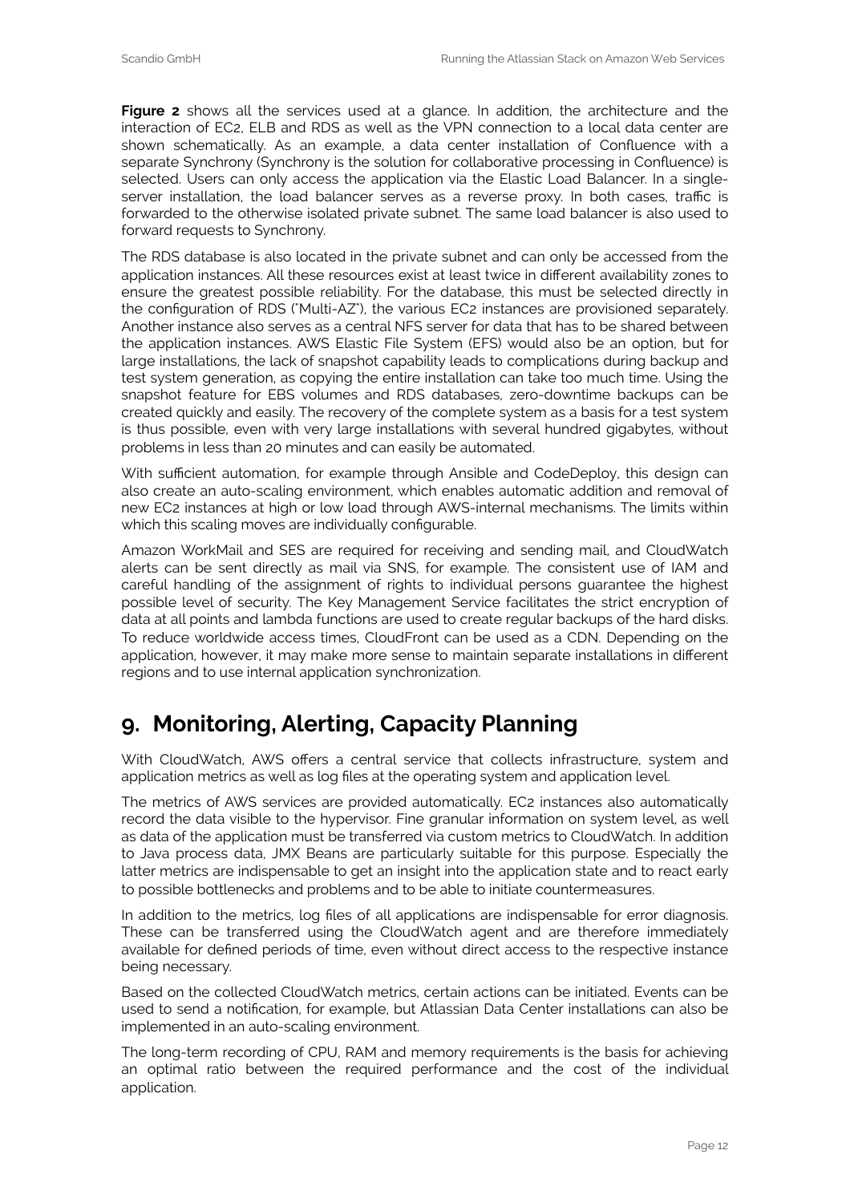**Figure 2** shows all the services used at a glance. In addition, the architecture and the interaction of EC2, ELB and RDS as well as the VPN connection to a local data center are shown schematically. As an example, a data center installation of Confluence with a separate Synchrony (Synchrony is the solution for collaborative processing in Confluence) is selected. Users can only access the application via the Elastic Load Balancer. In a single-server installation, the load balancer serves as a reverse proxy. In both cases, traffic is forwarded to the otherwise isolated private subnet. The same load balancer is also used to forward requests to Synchrony.

The RDS database is also located in the private subnet and can only be accessed from the application instances. All these resources exist at least twice in different availability zones to ensure the greatest possible reliability. For the database, this must be selected directly in the configuration of RDS ("Multi-AZ"), the various EC2 instances are provisioned separately. Another instance also serves as a central NFS server for data that has to be shared between the application instances. AWS Elastic File System (EFS) would also be an option, but for large installations, the lack of snapshot capability leads to complications during backup and test system generation, as copying the entire installation can take too much time. Using the snapshot feature for EBS volumes and RDS databases, zero-downtime backups can be created quickly and easily. The recovery of the complete system as a basis for a test system is thus possible, even with very large installations with several hundred gigabytes, without problems in less than 20 minutes and can easily be automated.

With sufficient automation, for example through Ansible and CodeDeploy, this design can also create an auto-scaling environment, which enables automatic addition and removal of new EC2 instances at high or low load through AWS-internal mechanisms. The limits within which this scaling moves are individually configurable.

Amazon WorkMail and SES are required for receiving and sending mail, and CloudWatch alerts can be sent directly as mail via SNS, for example. The consistent use of IAM and careful handling of the assignment of rights to individual persons guarantee the highest possible level of security. The Key Management Service facilitates the strict encryption of data at all points and lambda functions are used to create regular backups of the hard disks. To reduce worldwide access times, CloudFront can be used as a CDN. Depending on the application, however, it may make more sense to maintain separate installations in different regions and to use internal application synchronization.

# 9. Monitoring, Alerting, Capacity Planning

With CloudWatch, AWS offers a central service that collects infrastructure, system and application metrics as well as log files at the operating system and application level.

The metrics of AWS services are provided automatically. EC2 instances also automatically record the data visible to the hypervisor. Fine granular information on system level, as well as data of the application must be transferred via custom metrics to CloudWatch. In addition to Java process data, JMX Beans are particularly suitable for this purpose. Especially the latter metrics are indispensable to get an insight into the application state and to react early to possible bottlenecks and problems and to be able to initiate countermeasures.

In addition to the metrics, log files of all applications are indispensable for error diagnosis. These can be transferred using the CloudWatch agent and are therefore immediately available for defined periods of time, even without direct access to the respective instance being necessary.

Based on the collected CloudWatch metrics, certain actions can be initiated. Events can be used to send a notification, for example, but Atlassian Data Center installations can also be implemented in an auto-scaling environment.

The long-term recording of CPU, RAM and memory requirements is the basis for achieving an optimal ratio between the required performance and the cost of the individual application.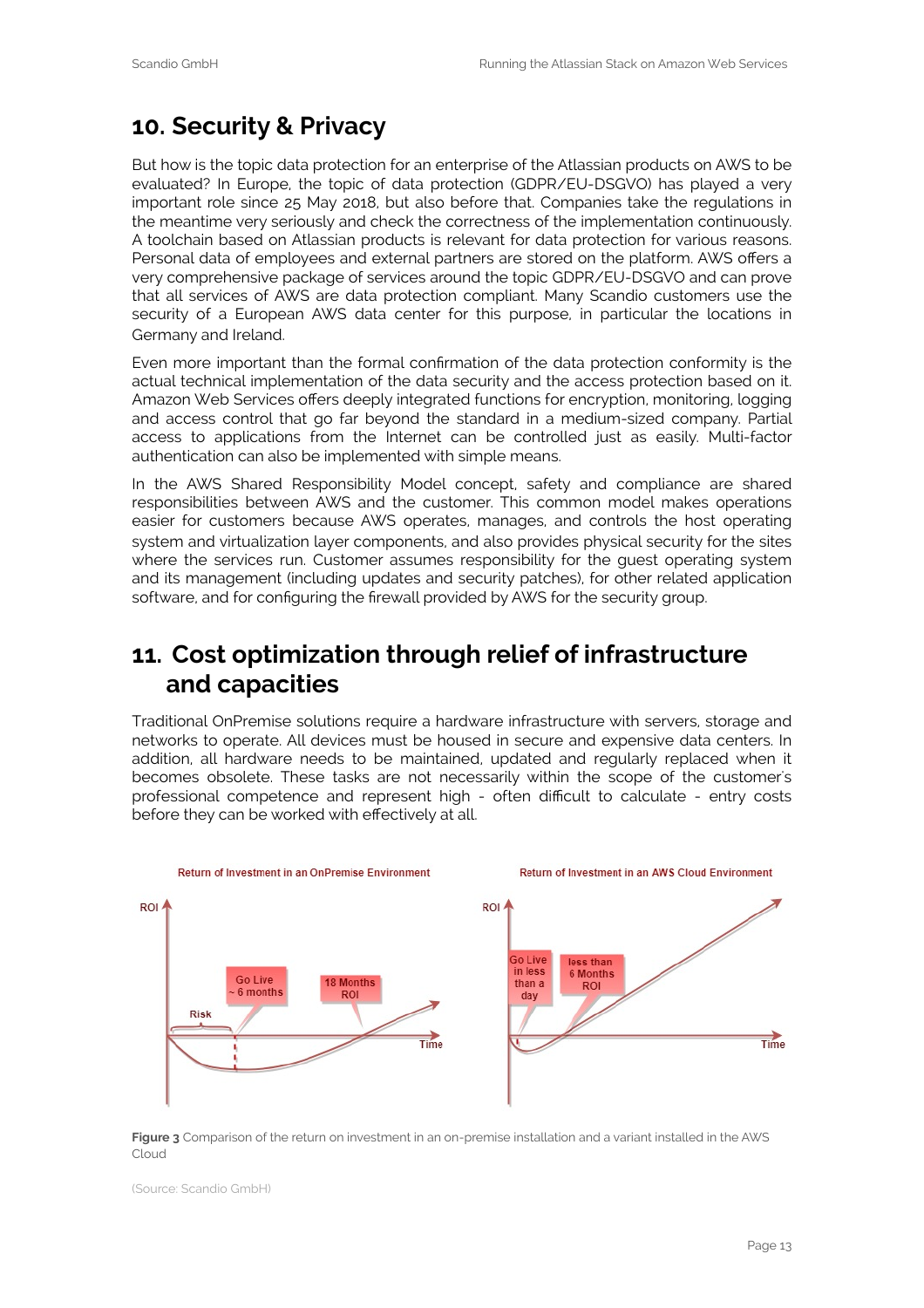## 10. Security & Privacy

But how is the topic data protection for an enterprise of the Atlassian products on AWS to be evaluated? In Europe, the topic of data protection (GDPR/EU-DSGVO) has played a very important role since 25 May 2018, but also before that. Companies take the regulations in the meantime very seriously and check the correctness of the implementation continuously. A toolchain based on Atlassian products is relevant for data protection for various reasons. Personal data of employees and external partners are stored on the platform. AWS offers a very comprehensive package of services around the topic GDPR/EU-DSGVO and can prove that all services of AWS are data protection compliant. Many Scandio customers use the security of a European AWS data center for this purpose, in particular the locations in Germany and Ireland.

Even more important than the formal confirmation of the data protection conformity is the actual technical implementation of the data security and the access protection based on it. Amazon Web Services offers deeply integrated functions for encryption, monitoring, logging and access control that go far beyond the standard in a medium-sized company. Partial access to applications from the Internet can be controlled just as easily. Multi-factor authentication can also be implemented with simple means.

In the AWS Shared Responsibility Model concept, safety and compliance are shared responsibilities between AWS and the customer. This common model makes operations easier for customers because AWS operates, manages, and controls the host operating system and virtualization layer components, and also provides physical security for the sites where the services run. Customer assumes responsibility for the guest operating system and its management (including updates and security patches), for other related application software, and for configuring the firewall provided by AWS for the security group.

## 11. Cost optimization through relief of infrastructure and capacities

Traditional OnPremise solutions require a hardware infrastructure with servers, storage and networks to operate. All devices must be housed in secure and expensive data centers. In addition, all hardware needs to be maintained, updated and regularly replaced when it becomes obsolete. These tasks are not necessarily within the scope of the customer's professional competence and represent high - often difficult to calculate - entry costs before they can be worked with effectively at all.

**Figure 3** Comparison of the return on investment in an on-premise installation and a variant installed in the AWS Cloud

(Source: Scandio GmbH)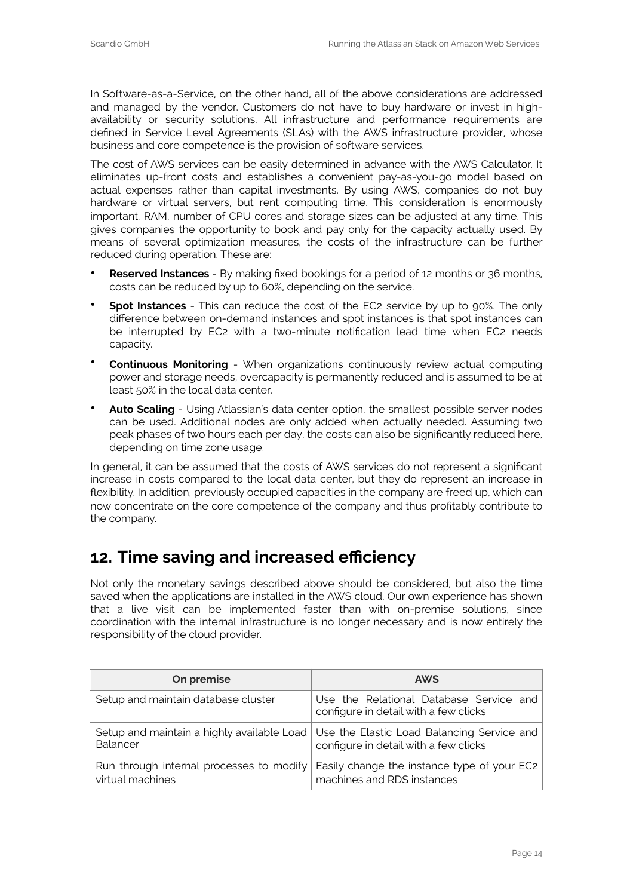In Software-as-a-Service, on the other hand, all of the above considerations are addressed and managed by the vendor. Customers do not have to buy hardware or invest in high-availability or security solutions. All infrastructure and performance requirements are defined in Service Level Agreements (SLAs) with the AWS infrastructure provider, whose business and core competence is the provision of software services.

The cost of AWS services can be easily determined in advance with the AWS Calculator. It eliminates up-front costs and establishes a convenient pay-as-you-go model based on actual expenses rather than capital investments. By using AWS, companies do not buy hardware or virtual servers, but rent computing time. This consideration is enormously important. RAM, number of CPU cores and storage sizes can be adjusted at any time. This gives companies the opportunity to book and pay only for the capacity actually used. By means of several optimization measures, the costs of the infrastructure can be further reduced during operation. These are:

- **Reserved Instances** - By making fixed bookings for a period of 12 months or 36 months, costs can be reduced by up to 60%, depending on the service.
- **Spot Instances** - This can reduce the cost of the EC2 service by up to 90%. The only difference between on-demand instances and spot instances is that spot instances can be interrupted by EC2 with a two-minute notification lead time when EC2 needs capacity.
- **Continuous Monitoring** - When organizations continuously review actual computing power and storage needs, overcapacity is permanently reduced and is assumed to be at least 50% in the local data center.
- **Auto Scaling** - Using Atlassian's data center option, the smallest possible server nodes can be used. Additional nodes are only added when actually needed. Assuming two peak phases of two hours each per day, the costs can also be significantly reduced here, depending on time zone usage.

In general, it can be assumed that the costs of AWS services do not represent a significant increase in costs compared to the local data center, but they do represent an increase in flexibility. In addition, previously occupied capacities in the company are freed up, which can now concentrate on the core competence of the company and thus profitably contribute to the company.

## 12. Time saving and increased efficiency

Not only the monetary savings described above should be considered, but also the time saved when the applications are installed in the AWS cloud. Our own experience has shown that a live visit can be implemented faster than with on-premise solutions, since coordination with the internal infrastructure is no longer necessary and is now entirely the responsibility of the cloud provider.

| On premise | AWS |
|---|---|
| Setup and maintain database cluster | Use the Relational Database Service and configure in detail with a few clicks |
| Setup and maintain a highly available Load Balancer | Use the Elastic Load Balancing Service and configure in detail with a few clicks |
| Run through internal processes to modify virtual machines | Easily change the instance type of your EC2 machines and RDS instances |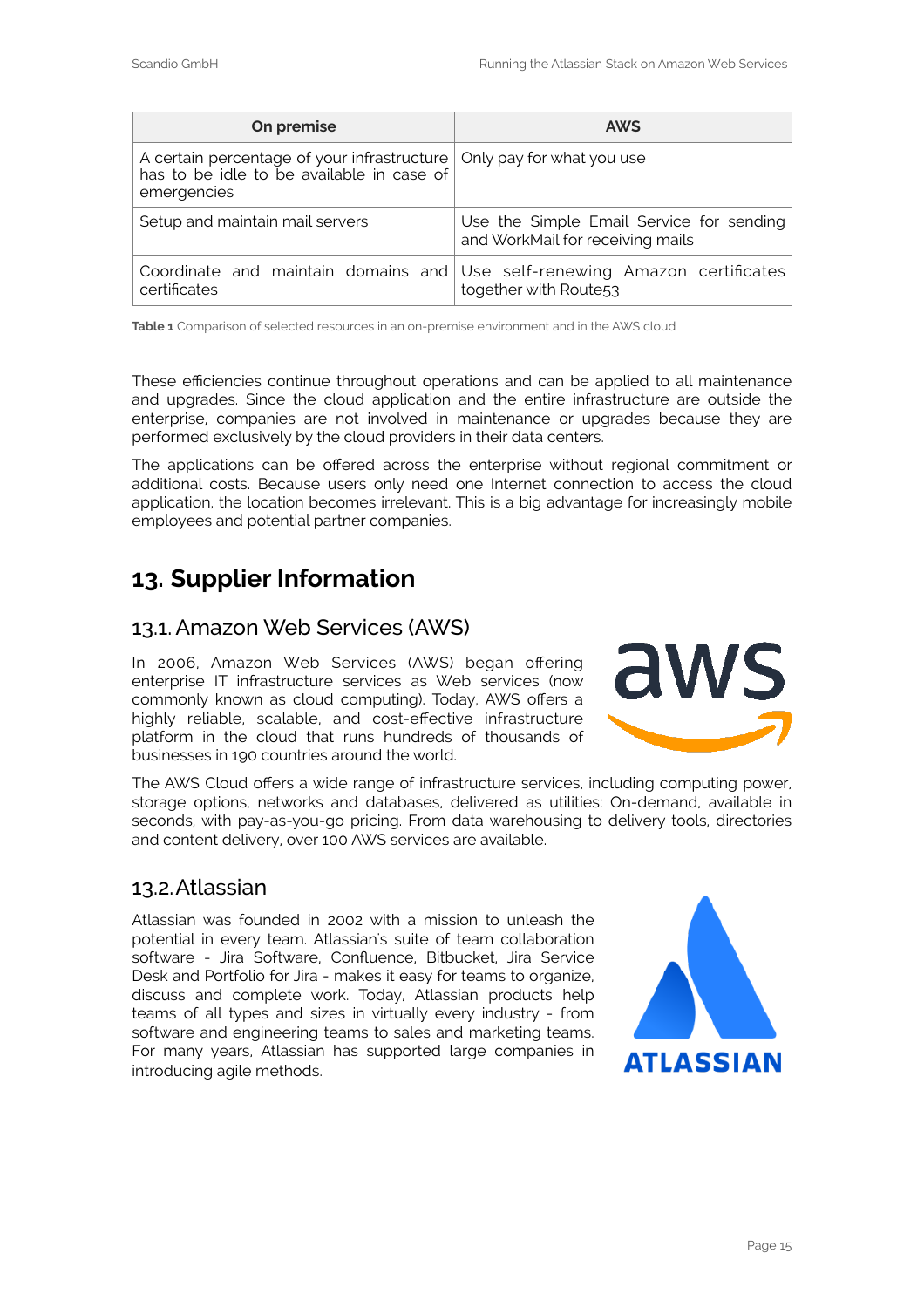| On premise | AWS |
|---|---|
| A certain percentage of your infrastructure has to be idle to be available in case of emergencies | Only pay for what you use |
| Setup and maintain mail servers | Use the Simple Email Service for sending and WorkMail for receiving mails |
| Coordinate and maintain domains and certificates | Use self-renewing Amazon certificates together with Route53 |

**Table 1** Comparison of selected resources in an on-premise environment and in the AWS cloud

These efficiencies continue throughout operations and can be applied to all maintenance and upgrades. Since the cloud application and the entire infrastructure are outside the enterprise, companies are not involved in maintenance or upgrades because they are performed exclusively by the cloud providers in their data centers.

The applications can be offered across the enterprise without regional commitment or additional costs. Because users only need one Internet connection to access the cloud application, the location becomes irrelevant. This is a big advantage for increasingly mobile employees and potential partner companies.

# 13. Supplier Information

## 13.1. Amazon Web Services (AWS)

In 2006, Amazon Web Services (AWS) began offering enterprise IT infrastructure services as Web services (now commonly known as cloud computing). Today, AWS offers a highly reliable, scalable, and cost-effective infrastructure platform in the cloud that runs hundreds of thousands of businesses in 190 countries around the world.

The AWS Cloud offers a wide range of infrastructure services, including computing power, storage options, networks and databases, delivered as utilities: On-demand, available in seconds, with pay-as-you-go pricing. From data warehousing to delivery tools, directories and content delivery, over 100 AWS services are available.

## 13.2. Atlassian

Atlassian was founded in 2002 with a mission to unleash the potential in every team. Atlassian's suite of team collaboration software - Jira Software, Confluence, Bitbucket, Jira Service Desk and Portfolio for Jira - makes it easy for teams to organize, discuss and complete work. Today, Atlassian products help teams of all types and sizes in virtually every industry - from software and engineering teams to sales and marketing teams. For many years, Atlassian has supported large companies in introducing agile methods.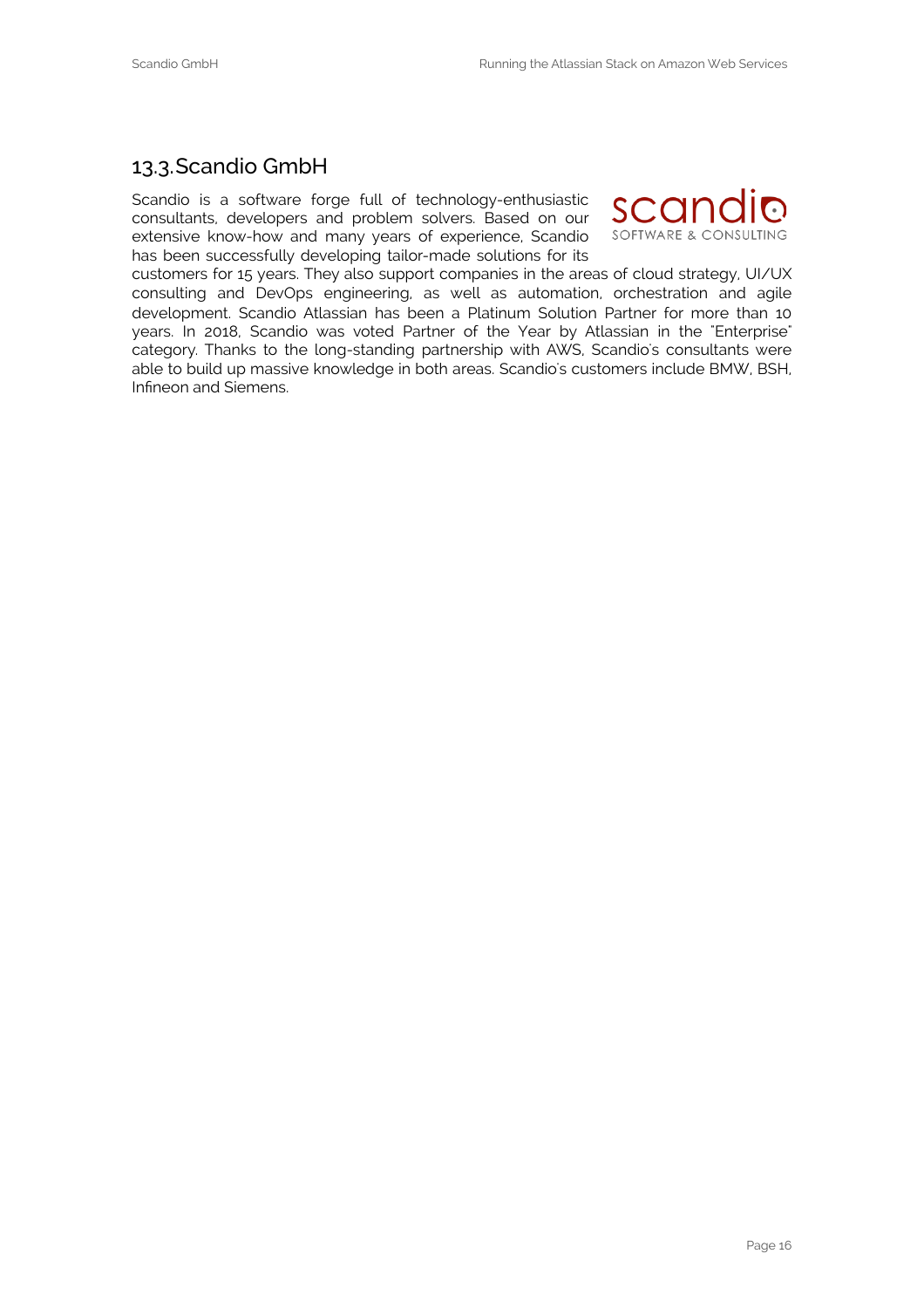## 13.3. Scandio GmbH

Scandio is a software forge full of technology-enthusiastic consultants, developers and problem solvers. Based on our extensive know-how and many years of experience, Scandio has been successfully developing tailor-made solutions for its customers for 15 years. They also support companies in the areas of cloud strategy, UI/UX consulting and DevOps engineering, as well as automation, orchestration and agile development. Scandio Atlassian has been a Platinum Solution Partner for more than 10 years. In 2018, Scandio was voted Partner of the Year by Atlassian in the "Enterprise" category. Thanks to the long-standing partnership with AWS, Scandio's consultants were able to build up massive knowledge in both areas. Scandio's customers include BMW, BSH, Infineon and Siemens.